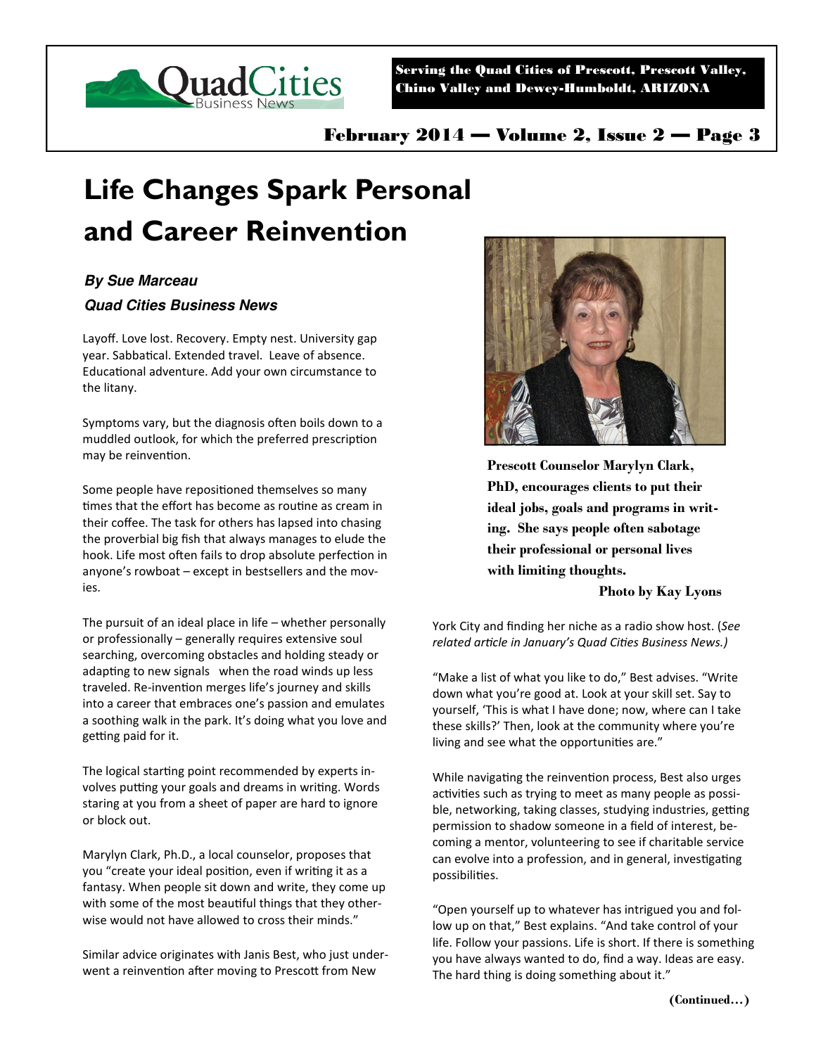# Life Changes Spark Personal and Career Reinvention

***By Sue Marceau***

***Quad Cities Business News***

Layoff. Love lost. Recovery. Empty nest. University gap year. Sabbatical. Extended travel. Leave of absence. Educational adventure. Add your own circumstance to the litany.

Symptoms vary, but the diagnosis often boils down to a muddled outlook, for which the preferred prescription may be reinvention.

Some people have repositioned themselves so many times that the effort has become as routine as cream in their coffee. The task for others has lapsed into chasing the proverbial big fish that always manages to elude the hook. Life most often fails to drop absolute perfection in anyone's rowboat – except in bestsellers and the movies.

The pursuit of an ideal place in life – whether personally or professionally – generally requires extensive soul searching, overcoming obstacles and holding steady or adapting to new signals when the road winds up less traveled. Re-invention merges life's journey and skills into a career that embraces one's passion and emulates a soothing walk in the park. It's doing what you love and getting paid for it.

The logical starting point recommended by experts involves putting your goals and dreams in writing. Words staring at you from a sheet of paper are hard to ignore or block out.

Marylyn Clark, Ph.D., a local counselor, proposes that you "create your ideal position, even if writing it as a fantasy. When people sit down and write, they come up with some of the most beautiful things that they otherwise would not have allowed to cross their minds."

Similar advice originates with Janis Best, who just underwent a reinvention after moving to Prescott from New York City and finding her niche as a radio show host. (*See related article in January's Quad Cities Business News.)*

**Prescott Counselor Marylyn Clark, PhD, encourages clients to put their ideal jobs, goals and programs in writing. She says people often sabotage their professional or personal lives with limiting thoughts.**

**Photo by Kay Lyons**

"Make a list of what you like to do," Best advises. "Write down what you're good at. Look at your skill set. Say to yourself, 'This is what I have done; now, where can I take these skills?' Then, look at the community where you're living and see what the opportunities are."

While navigating the reinvention process, Best also urges activities such as trying to meet as many people as possible, networking, taking classes, studying industries, getting permission to shadow someone in a field of interest, becoming a mentor, volunteering to see if charitable service can evolve into a profession, and in general, investigating possibilities.

"Open yourself up to whatever has intrigued you and follow up on that," Best explains. "And take control of your life. Follow your passions. Life is short. If there is something you have always wanted to do, find a way. Ideas are easy. The hard thing is doing something about it."

**(Continued…)**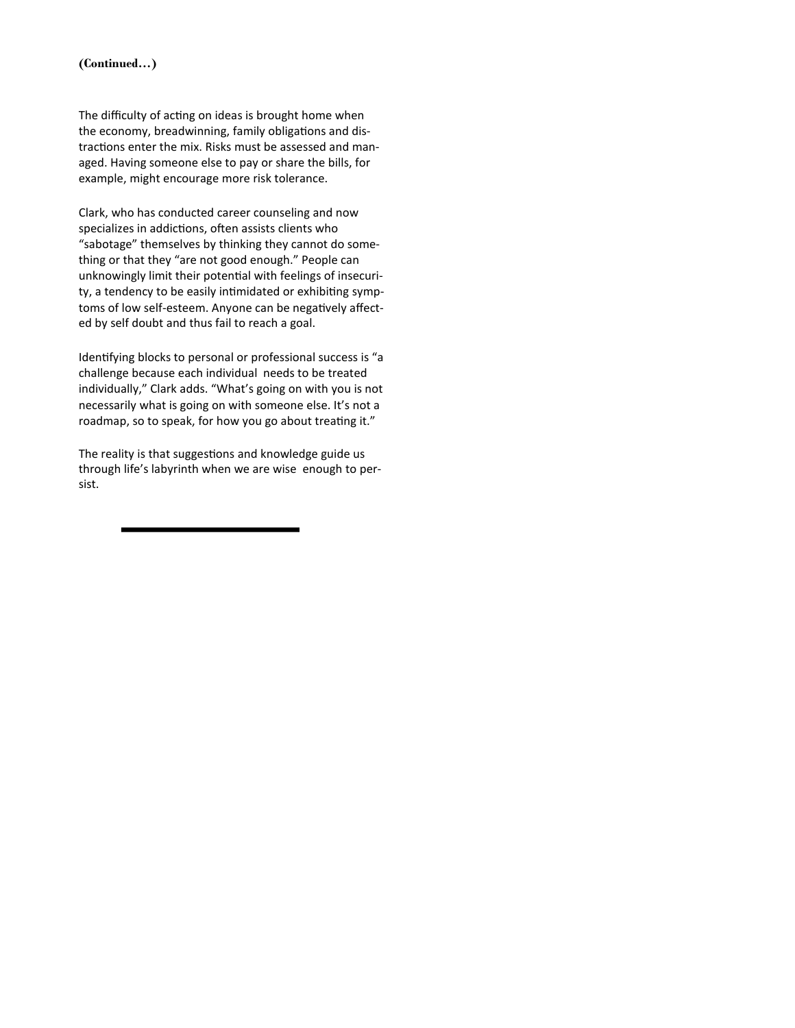**(Continued…)**

The difficulty of acting on ideas is brought home when the economy, breadwinning, family obligations and distractions enter the mix. Risks must be assessed and managed. Having someone else to pay or share the bills, for example, might encourage more risk tolerance.

Clark, who has conducted career counseling and now specializes in addictions, often assists clients who "sabotage" themselves by thinking they cannot do something or that they "are not good enough." People can unknowingly limit their potential with feelings of insecurity, a tendency to be easily intimidated or exhibiting symptoms of low self-esteem. Anyone can be negatively affected by self doubt and thus fail to reach a goal.

Identifying blocks to personal or professional success is "a challenge because each individual needs to be treated individually," Clark adds. "What's going on with you is not necessarily what is going on with someone else. It's not a roadmap, so to speak, for how you go about treating it."

The reality is that suggestions and knowledge guide us through life's labyrinth when we are wise enough to persist.